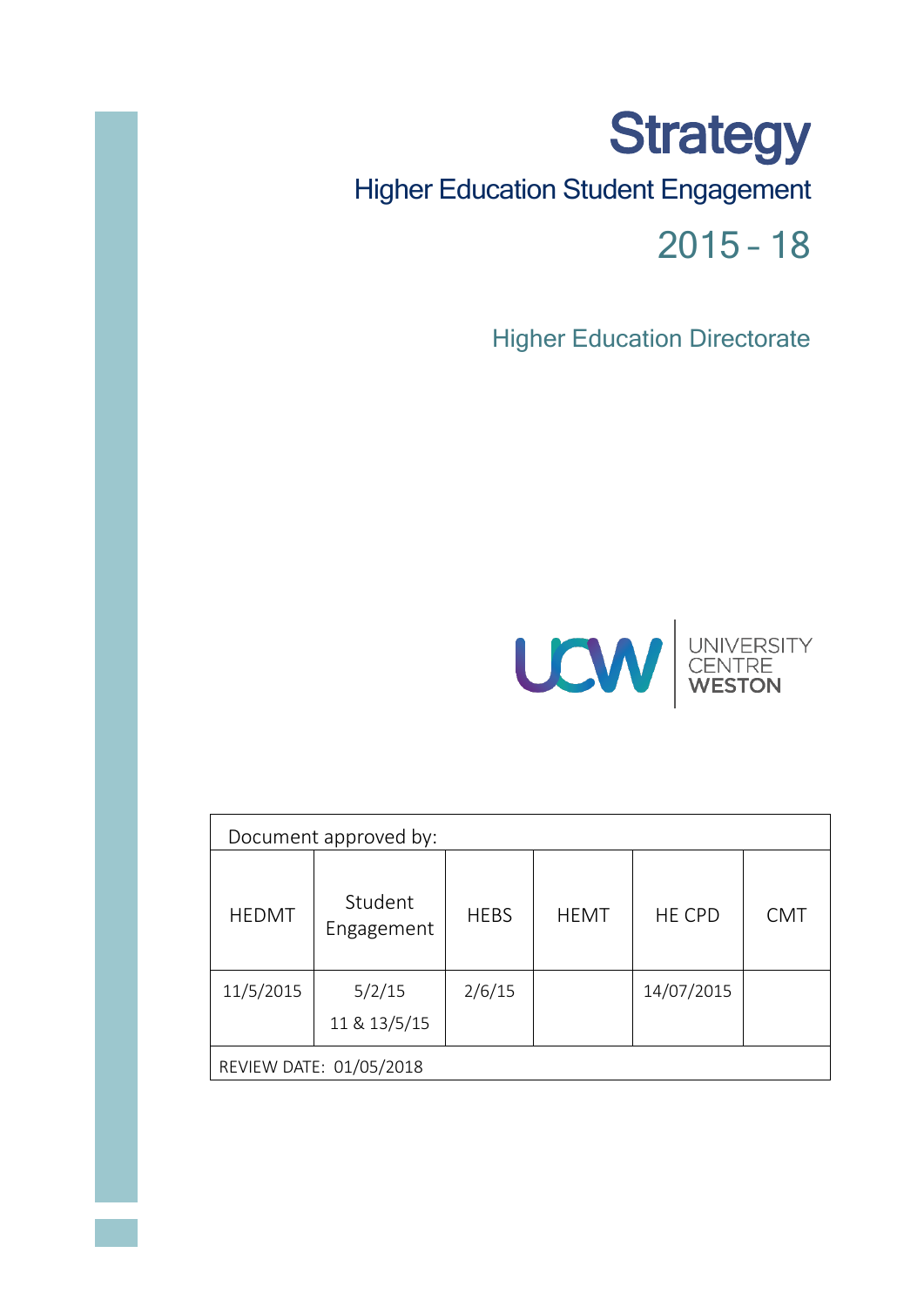# Strategy

## Higher Education Student Engagement

## 2015 – 18

Higher Education Directorate

UCW UNIVERSITY CENTRE WESTON

| Document approved by: | | | | | |
|---|---|---|---|---|---|
| HEDMT | Student Engagement | HEBS | HEMT | HE CPD | CMT |
| 11/5/2015 | 5/2/15<br>11 & 13/5/15 | 2/6/15 | | 14/07/2015 | |
| REVIEW DATE: 01/05/2018 | | | | | |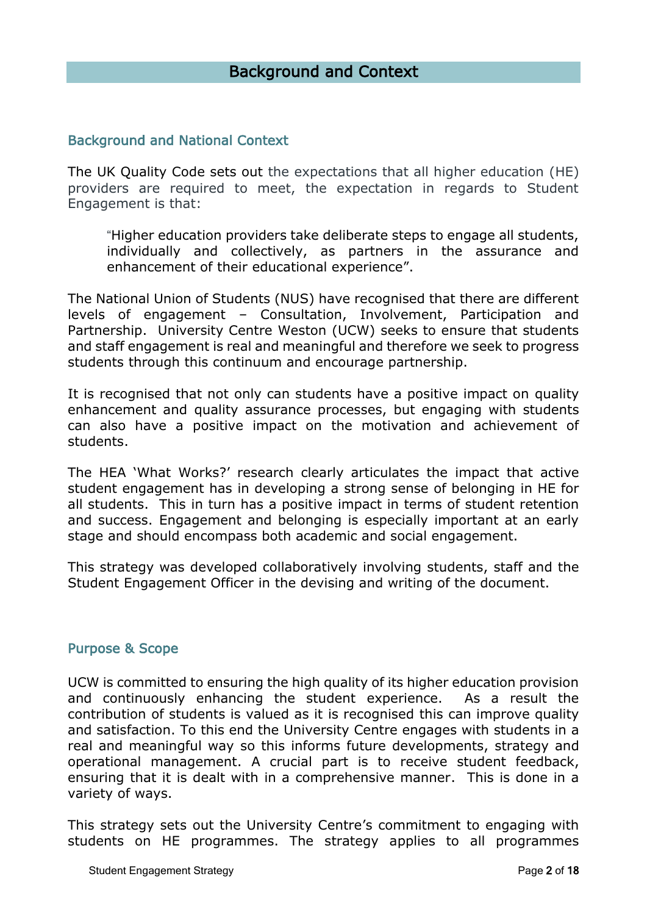# Background and Context

## Background and National Context

The UK Quality Code sets out the expectations that all higher education (HE) providers are required to meet, the expectation in regards to Student Engagement is that:

> "Higher education providers take deliberate steps to engage all students, individually and collectively, as partners in the assurance and enhancement of their educational experience".

The National Union of Students (NUS) have recognised that there are different levels of engagement – Consultation, Involvement, Participation and Partnership. University Centre Weston (UCW) seeks to ensure that students and staff engagement is real and meaningful and therefore we seek to progress students through this continuum and encourage partnership.

It is recognised that not only can students have a positive impact on quality enhancement and quality assurance processes, but engaging with students can also have a positive impact on the motivation and achievement of students.

The HEA 'What Works?' research clearly articulates the impact that active student engagement has in developing a strong sense of belonging in HE for all students. This in turn has a positive impact in terms of student retention and success. Engagement and belonging is especially important at an early stage and should encompass both academic and social engagement.

This strategy was developed collaboratively involving students, staff and the Student Engagement Officer in the devising and writing of the document.

## Purpose & Scope

UCW is committed to ensuring the high quality of its higher education provision and continuously enhancing the student experience. As a result the contribution of students is valued as it is recognised this can improve quality and satisfaction. To this end the University Centre engages with students in a real and meaningful way so this informs future developments, strategy and operational management. A crucial part is to receive student feedback, ensuring that it is dealt with in a comprehensive manner. This is done in a variety of ways.

This strategy sets out the University Centre's commitment to engaging with students on HE programmes. The strategy applies to all programmes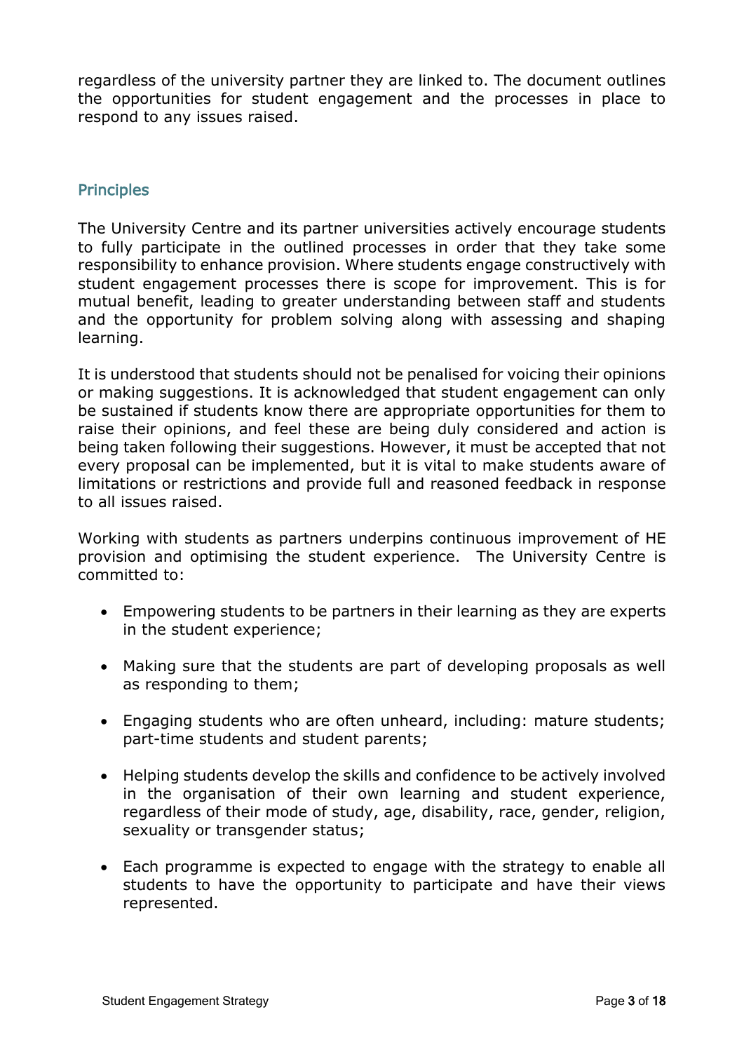regardless of the university partner they are linked to. The document outlines the opportunities for student engagement and the processes in place to respond to any issues raised.

## Principles

The University Centre and its partner universities actively encourage students to fully participate in the outlined processes in order that they take some responsibility to enhance provision. Where students engage constructively with student engagement processes there is scope for improvement. This is for mutual benefit, leading to greater understanding between staff and students and the opportunity for problem solving along with assessing and shaping learning.

It is understood that students should not be penalised for voicing their opinions or making suggestions. It is acknowledged that student engagement can only be sustained if students know there are appropriate opportunities for them to raise their opinions, and feel these are being duly considered and action is being taken following their suggestions. However, it must be accepted that not every proposal can be implemented, but it is vital to make students aware of limitations or restrictions and provide full and reasoned feedback in response to all issues raised.

Working with students as partners underpins continuous improvement of HE provision and optimising the student experience. The University Centre is committed to:

- Empowering students to be partners in their learning as they are experts in the student experience;
- Making sure that the students are part of developing proposals as well as responding to them;
- Engaging students who are often unheard, including: mature students; part-time students and student parents;
- Helping students develop the skills and confidence to be actively involved in the organisation of their own learning and student experience, regardless of their mode of study, age, disability, race, gender, religion, sexuality or transgender status;
- Each programme is expected to engage with the strategy to enable all students to have the opportunity to participate and have their views represented.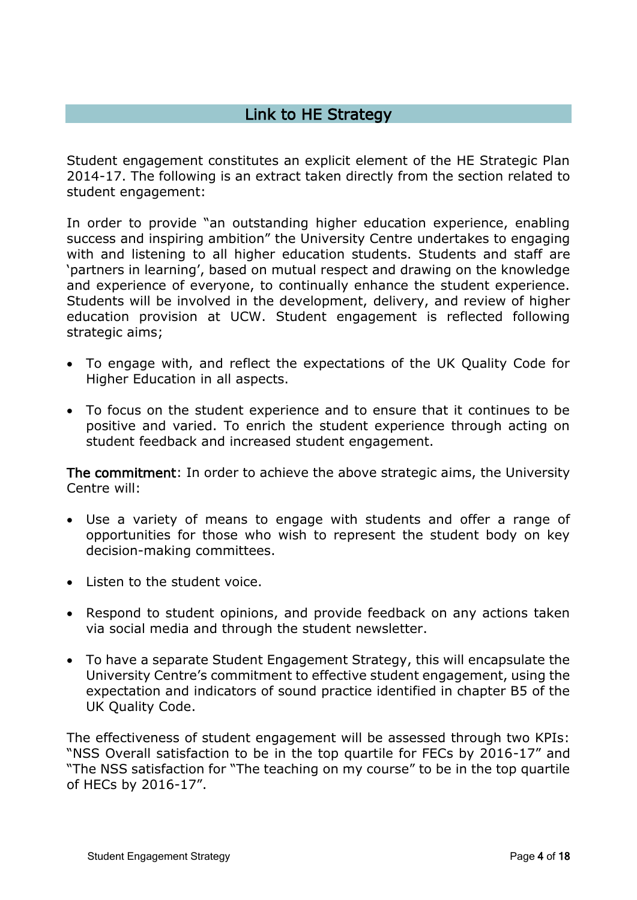## Link to HE Strategy

Student engagement constitutes an explicit element of the HE Strategic Plan 2014-17. The following is an extract taken directly from the section related to student engagement:

In order to provide "an outstanding higher education experience, enabling success and inspiring ambition" the University Centre undertakes to engaging with and listening to all higher education students. Students and staff are 'partners in learning', based on mutual respect and drawing on the knowledge and experience of everyone, to continually enhance the student experience. Students will be involved in the development, delivery, and review of higher education provision at UCW. Student engagement is reflected following strategic aims;

- To engage with, and reflect the expectations of the UK Quality Code for Higher Education in all aspects.
- To focus on the student experience and to ensure that it continues to be positive and varied. To enrich the student experience through acting on student feedback and increased student engagement.

**The commitment**: In order to achieve the above strategic aims, the University Centre will:

- Use a variety of means to engage with students and offer a range of opportunities for those who wish to represent the student body on key decision-making committees.
- Listen to the student voice.
- Respond to student opinions, and provide feedback on any actions taken via social media and through the student newsletter.
- To have a separate Student Engagement Strategy, this will encapsulate the University Centre's commitment to effective student engagement, using the expectation and indicators of sound practice identified in chapter B5 of the UK Quality Code.

The effectiveness of student engagement will be assessed through two KPIs: "NSS Overall satisfaction to be in the top quartile for FECs by 2016-17" and "The NSS satisfaction for "The teaching on my course" to be in the top quartile of HECs by 2016-17".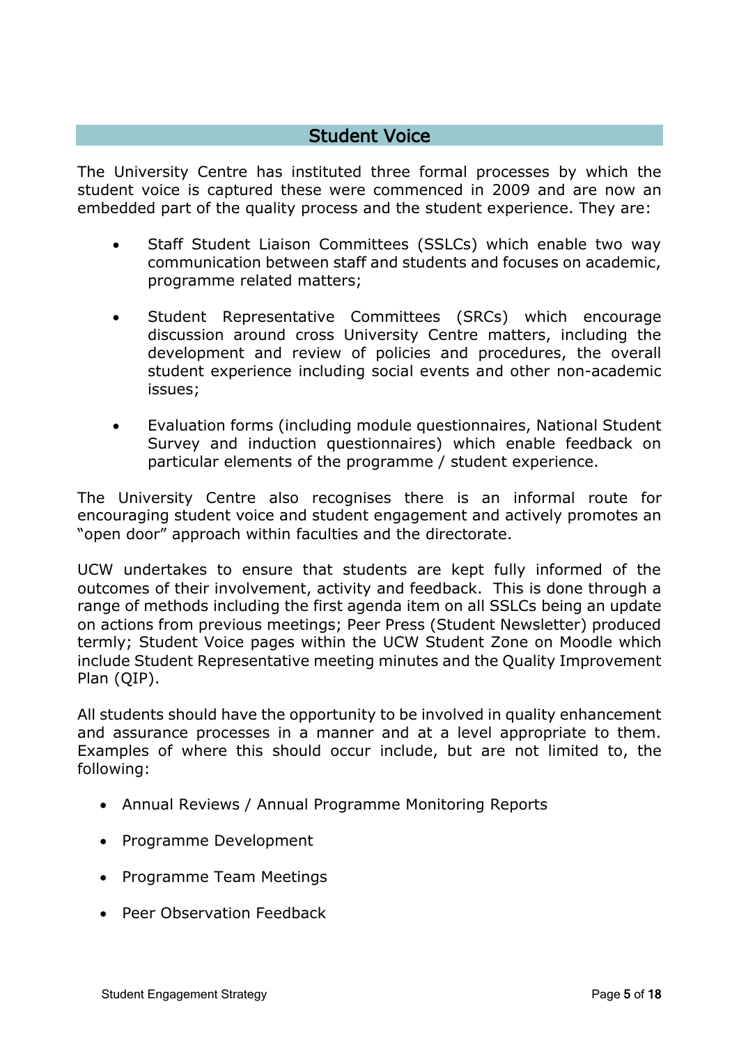## Student Voice

The University Centre has instituted three formal processes by which the student voice is captured these were commenced in 2009 and are now an embedded part of the quality process and the student experience. They are:

- Staff Student Liaison Committees (SSLCs) which enable two way communication between staff and students and focuses on academic, programme related matters;

- Student Representative Committees (SRCs) which encourage discussion around cross University Centre matters, including the development and review of policies and procedures, the overall student experience including social events and other non-academic issues;

- Evaluation forms (including module questionnaires, National Student Survey and induction questionnaires) which enable feedback on particular elements of the programme / student experience.

The University Centre also recognises there is an informal route for encouraging student voice and student engagement and actively promotes an "open door" approach within faculties and the directorate.

UCW undertakes to ensure that students are kept fully informed of the outcomes of their involvement, activity and feedback. This is done through a range of methods including the first agenda item on all SSLCs being an update on actions from previous meetings; Peer Press (Student Newsletter) produced termly; Student Voice pages within the UCW Student Zone on Moodle which include Student Representative meeting minutes and the Quality Improvement Plan (QIP).

All students should have the opportunity to be involved in quality enhancement and assurance processes in a manner and at a level appropriate to them. Examples of where this should occur include, but are not limited to, the following:

- Annual Reviews / Annual Programme Monitoring Reports
- Programme Development
- Programme Team Meetings
- Peer Observation Feedback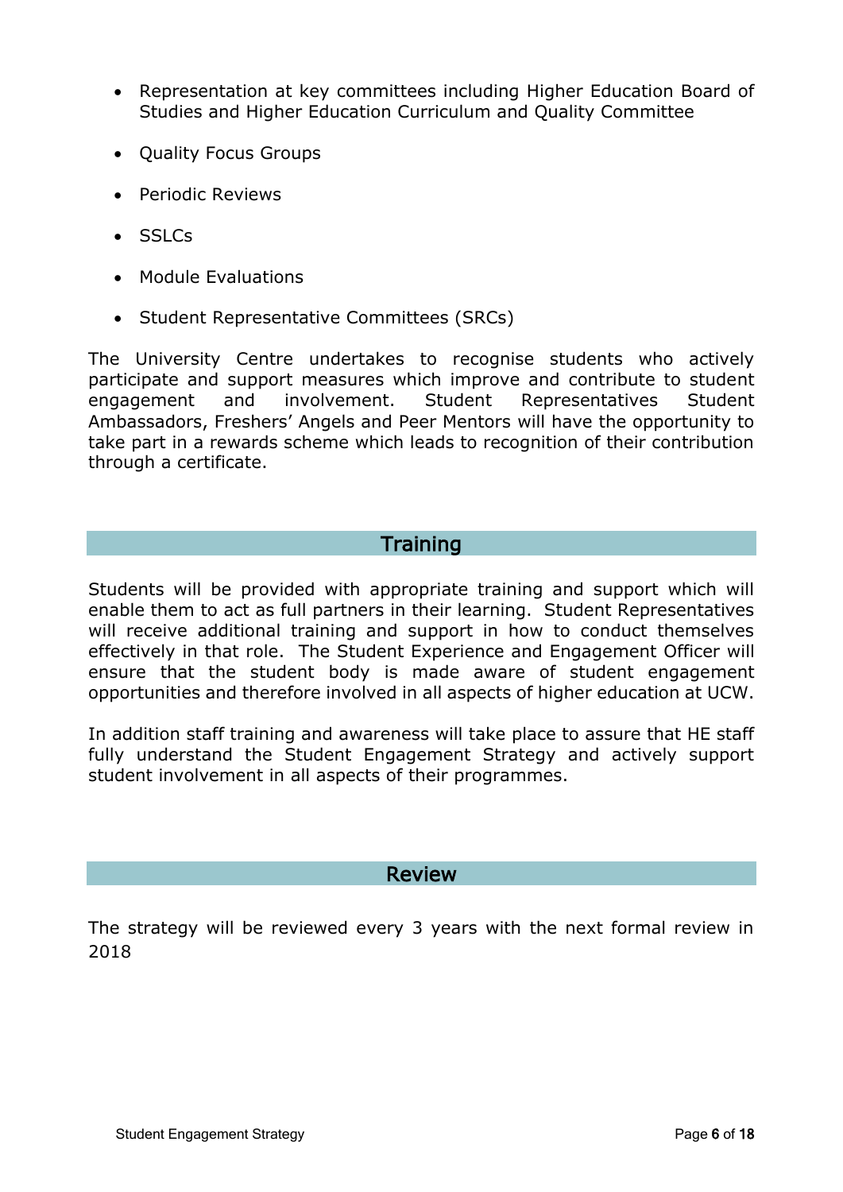- Representation at key committees including Higher Education Board of Studies and Higher Education Curriculum and Quality Committee
- Quality Focus Groups
- Periodic Reviews
- SSLCs
- Module Evaluations
- Student Representative Committees (SRCs)

The University Centre undertakes to recognise students who actively participate and support measures which improve and contribute to student engagement and involvement. Student Representatives Student Ambassadors, Freshers' Angels and Peer Mentors will have the opportunity to take part in a rewards scheme which leads to recognition of their contribution through a certificate.

## Training

Students will be provided with appropriate training and support which will enable them to act as full partners in their learning. Student Representatives will receive additional training and support in how to conduct themselves effectively in that role. The Student Experience and Engagement Officer will ensure that the student body is made aware of student engagement opportunities and therefore involved in all aspects of higher education at UCW.

In addition staff training and awareness will take place to assure that HE staff fully understand the Student Engagement Strategy and actively support student involvement in all aspects of their programmes.

## Review

The strategy will be reviewed every 3 years with the next formal review in 2018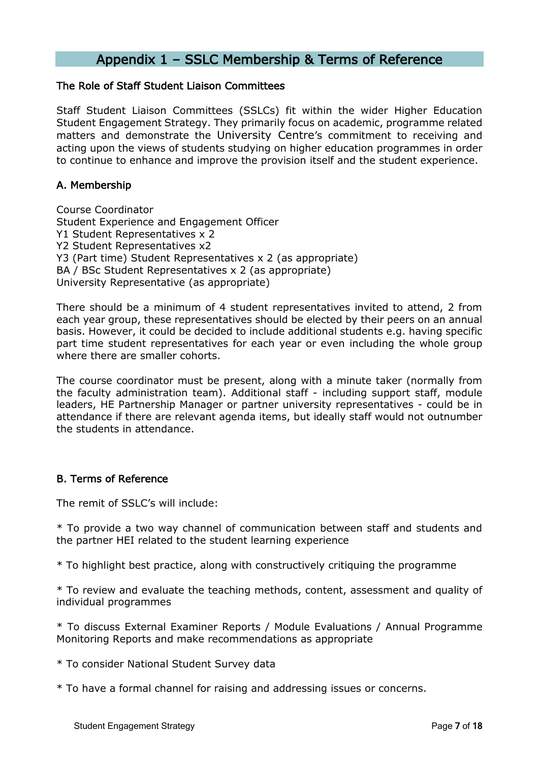# Appendix 1 – SSLC Membership & Terms of Reference

## The Role of Staff Student Liaison Committees

Staff Student Liaison Committees (SSLCs) fit within the wider Higher Education Student Engagement Strategy. They primarily focus on academic, programme related matters and demonstrate the University Centre's commitment to receiving and acting upon the views of students studying on higher education programmes in order to continue to enhance and improve the provision itself and the student experience.

## A. Membership

Course Coordinator
Student Experience and Engagement Officer
Y1 Student Representatives x 2
Y2 Student Representatives x2
Y3 (Part time) Student Representatives x 2 (as appropriate)
BA / BSc Student Representatives x 2 (as appropriate)
University Representative (as appropriate)

There should be a minimum of 4 student representatives invited to attend, 2 from each year group, these representatives should be elected by their peers on an annual basis. However, it could be decided to include additional students e.g. having specific part time student representatives for each year or even including the whole group where there are smaller cohorts.

The course coordinator must be present, along with a minute taker (normally from the faculty administration team). Additional staff - including support staff, module leaders, HE Partnership Manager or partner university representatives - could be in attendance if there are relevant agenda items, but ideally staff would not outnumber the students in attendance.

## B. Terms of Reference

The remit of SSLC's will include:

* To provide a two way channel of communication between staff and students and the partner HEI related to the student learning experience

* To highlight best practice, along with constructively critiquing the programme

* To review and evaluate the teaching methods, content, assessment and quality of individual programmes

* To discuss External Examiner Reports / Module Evaluations / Annual Programme Monitoring Reports and make recommendations as appropriate

* To consider National Student Survey data

* To have a formal channel for raising and addressing issues or concerns.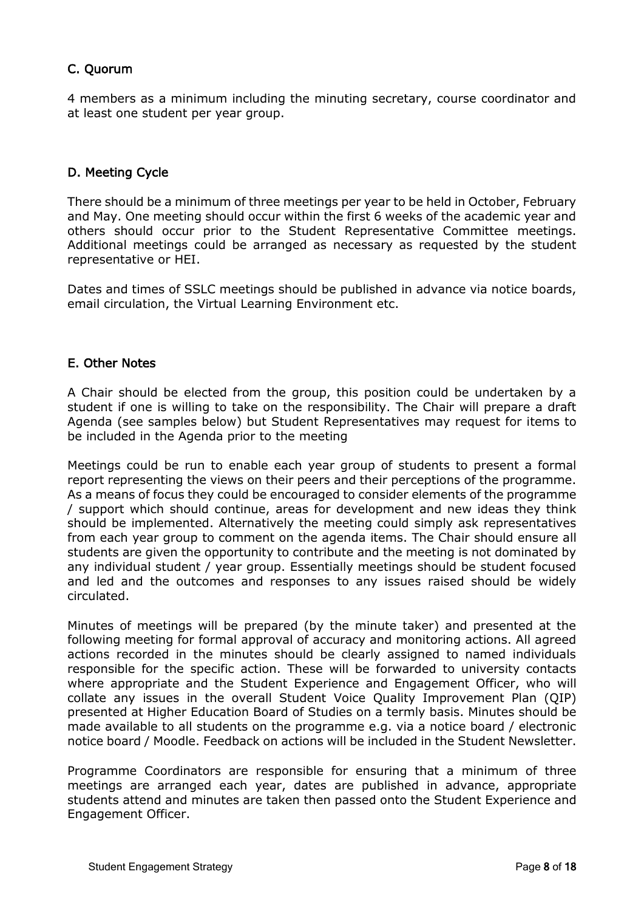## C. Quorum

4 members as a minimum including the minuting secretary, course coordinator and at least one student per year group.

## D. Meeting Cycle

There should be a minimum of three meetings per year to be held in October, February and May. One meeting should occur within the first 6 weeks of the academic year and others should occur prior to the Student Representative Committee meetings. Additional meetings could be arranged as necessary as requested by the student representative or HEI.

Dates and times of SSLC meetings should be published in advance via notice boards, email circulation, the Virtual Learning Environment etc.

## E. Other Notes

A Chair should be elected from the group, this position could be undertaken by a student if one is willing to take on the responsibility. The Chair will prepare a draft Agenda (see samples below) but Student Representatives may request for items to be included in the Agenda prior to the meeting

Meetings could be run to enable each year group of students to present a formal report representing the views on their peers and their perceptions of the programme. As a means of focus they could be encouraged to consider elements of the programme / support which should continue, areas for development and new ideas they think should be implemented. Alternatively the meeting could simply ask representatives from each year group to comment on the agenda items. The Chair should ensure all students are given the opportunity to contribute and the meeting is not dominated by any individual student / year group. Essentially meetings should be student focused and led and the outcomes and responses to any issues raised should be widely circulated.

Minutes of meetings will be prepared (by the minute taker) and presented at the following meeting for formal approval of accuracy and monitoring actions. All agreed actions recorded in the minutes should be clearly assigned to named individuals responsible for the specific action. These will be forwarded to university contacts where appropriate and the Student Experience and Engagement Officer, who will collate any issues in the overall Student Voice Quality Improvement Plan (QIP) presented at Higher Education Board of Studies on a termly basis. Minutes should be made available to all students on the programme e.g. via a notice board / electronic notice board / Moodle. Feedback on actions will be included in the Student Newsletter.

Programme Coordinators are responsible for ensuring that a minimum of three meetings are arranged each year, dates are published in advance, appropriate students attend and minutes are taken then passed onto the Student Experience and Engagement Officer.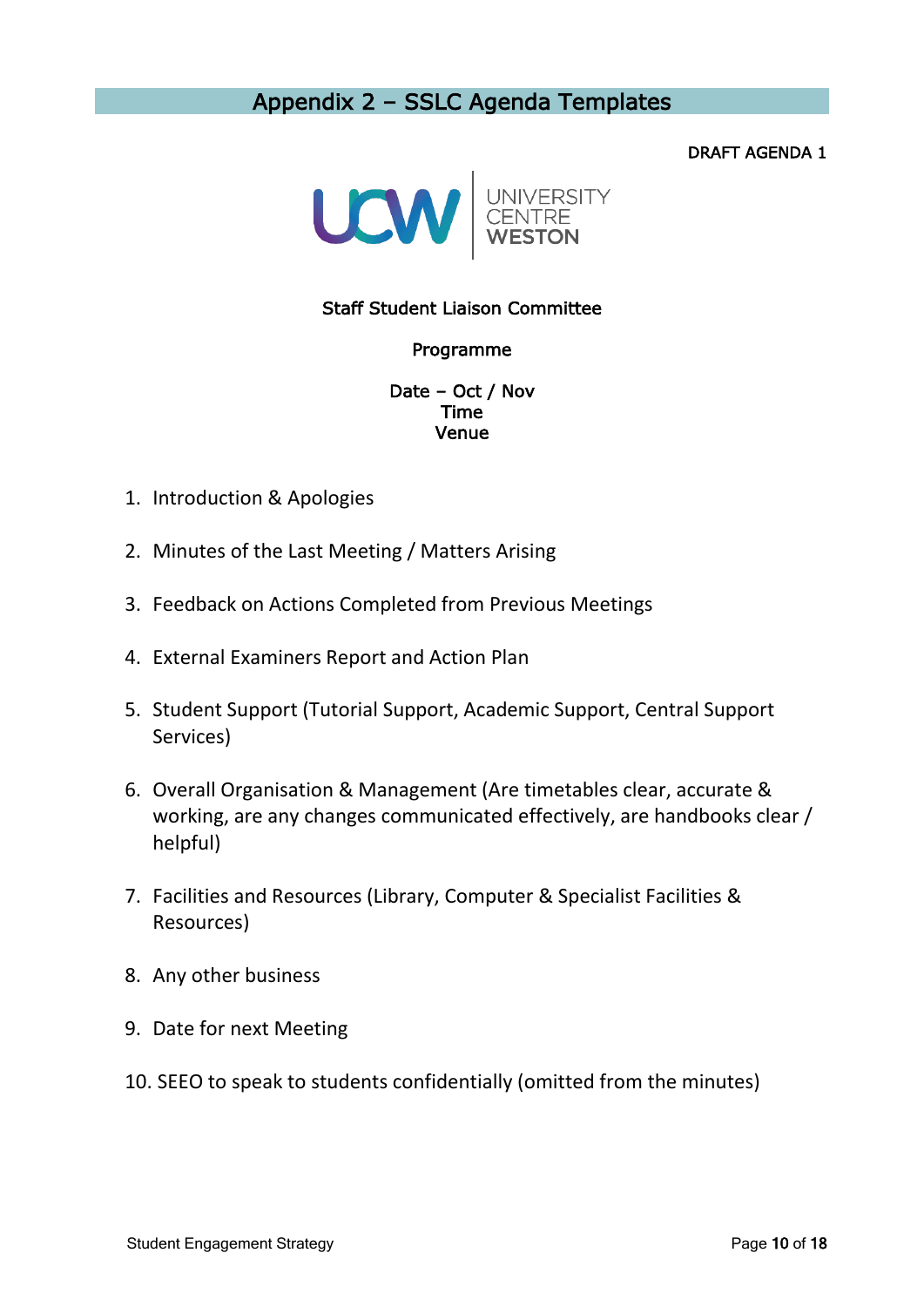## Appendix 2 – SSLC Agenda Templates

DRAFT AGENDA 1

UCW UNIVERSITY CENTRE WESTON

Staff Student Liaison Committee

Programme

Date – Oct / Nov
Time
Venue

1. Introduction & Apologies
2. Minutes of the Last Meeting / Matters Arising
3. Feedback on Actions Completed from Previous Meetings
4. External Examiners Report and Action Plan
5. Student Support (Tutorial Support, Academic Support, Central Support Services)
6. Overall Organisation & Management (Are timetables clear, accurate & working, are any changes communicated effectively, are handbooks clear / helpful)
7. Facilities and Resources (Library, Computer & Specialist Facilities & Resources)
8. Any other business
9. Date for next Meeting
10. SEEO to speak to students confidentially (omitted from the minutes)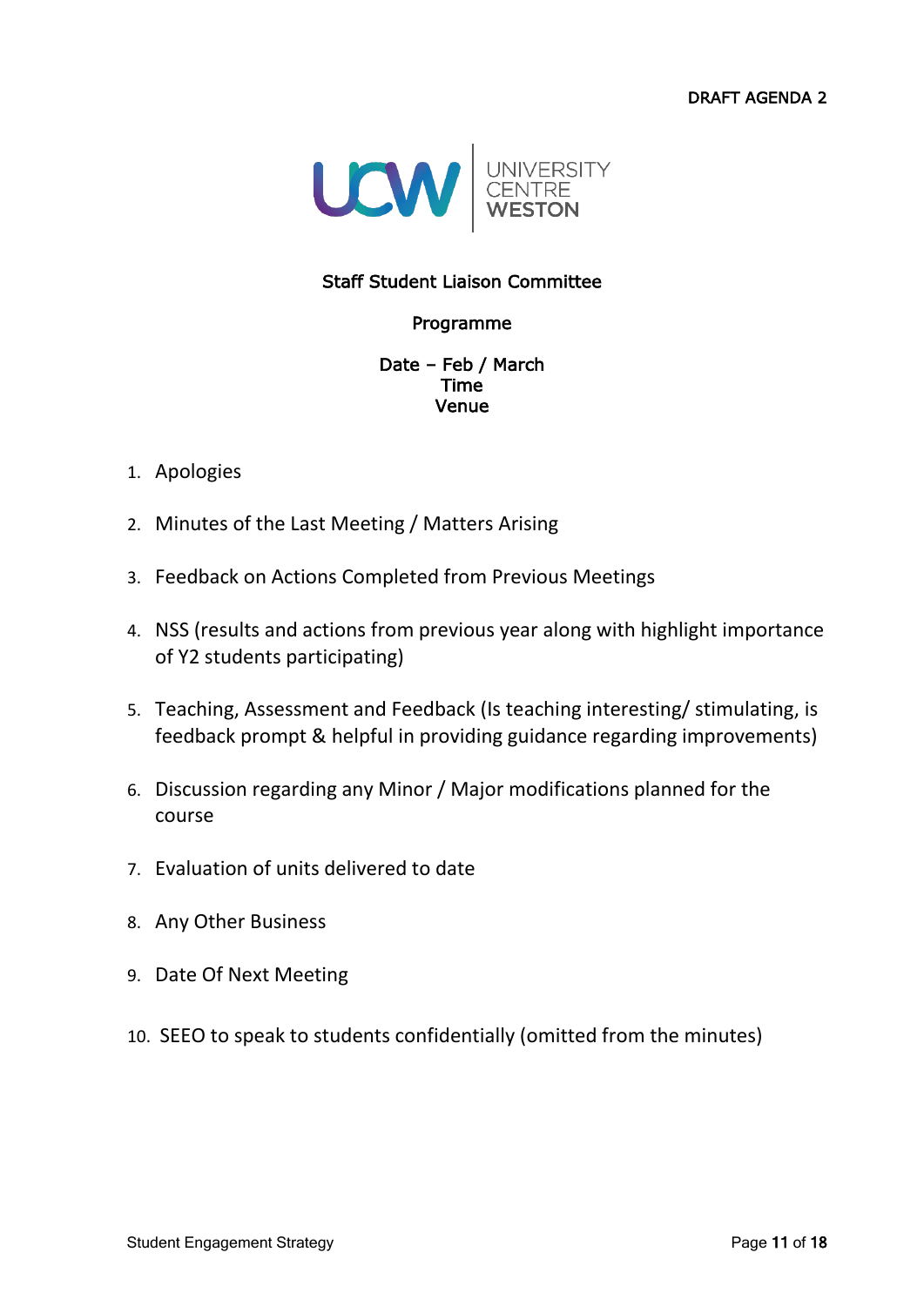DRAFT AGENDA 2

UNIVERSITY CENTRE WESTON

## Staff Student Liaison Committee

### Programme

Date – Feb / March
Time
Venue

1. Apologies
2. Minutes of the Last Meeting / Matters Arising
3. Feedback on Actions Completed from Previous Meetings
4. NSS (results and actions from previous year along with highlight importance of Y2 students participating)
5. Teaching, Assessment and Feedback (Is teaching interesting/ stimulating, is feedback prompt & helpful in providing guidance regarding improvements)
6. Discussion regarding any Minor / Major modifications planned for the course
7. Evaluation of units delivered to date
8. Any Other Business
9. Date Of Next Meeting
10. SEEO to speak to students confidentially (omitted from the minutes)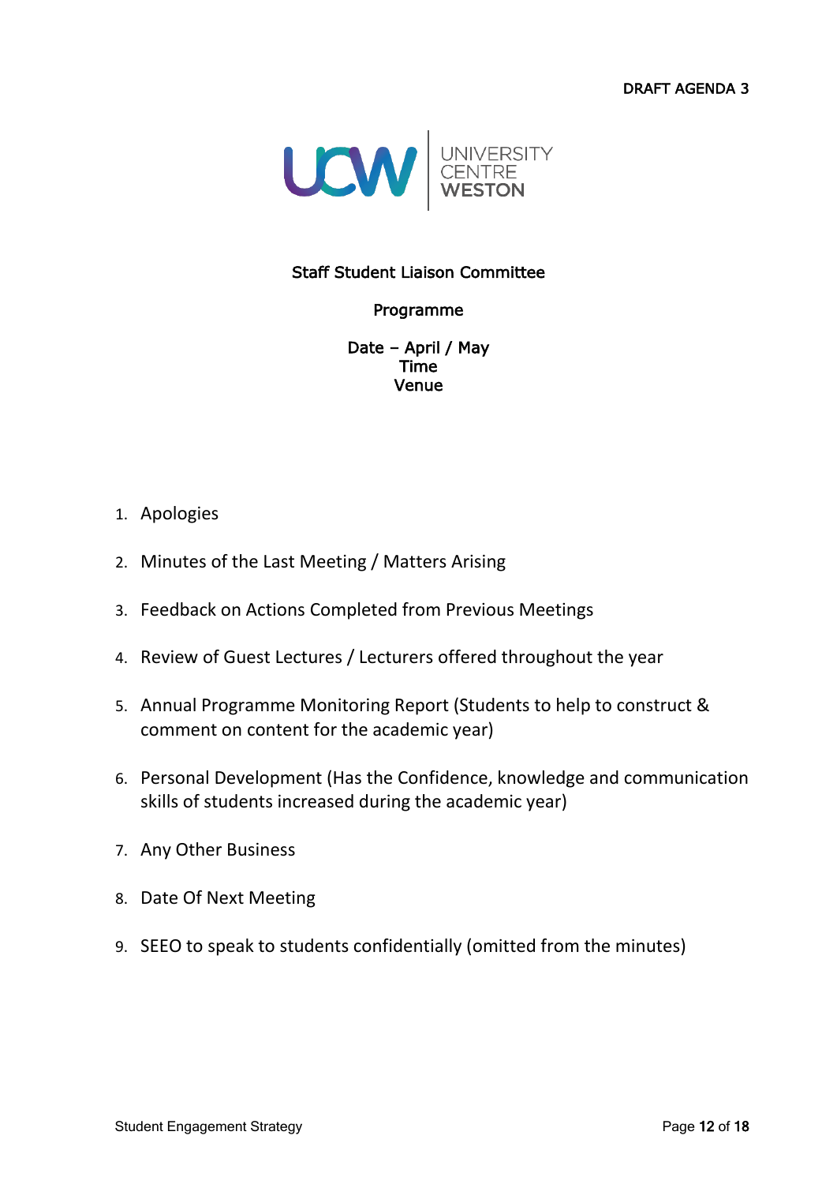DRAFT AGENDA 3

UNIVERSITY CENTRE WESTON

**Staff Student Liaison Committee**

**Programme**

**Date – April / May**
**Time**
**Venue**

1. Apologies
2. Minutes of the Last Meeting / Matters Arising
3. Feedback on Actions Completed from Previous Meetings
4. Review of Guest Lectures / Lecturers offered throughout the year
5. Annual Programme Monitoring Report (Students to help to construct & comment on content for the academic year)
6. Personal Development (Has the Confidence, knowledge and communication skills of students increased during the academic year)
7. Any Other Business
8. Date Of Next Meeting
9. SEEO to speak to students confidentially (omitted from the minutes)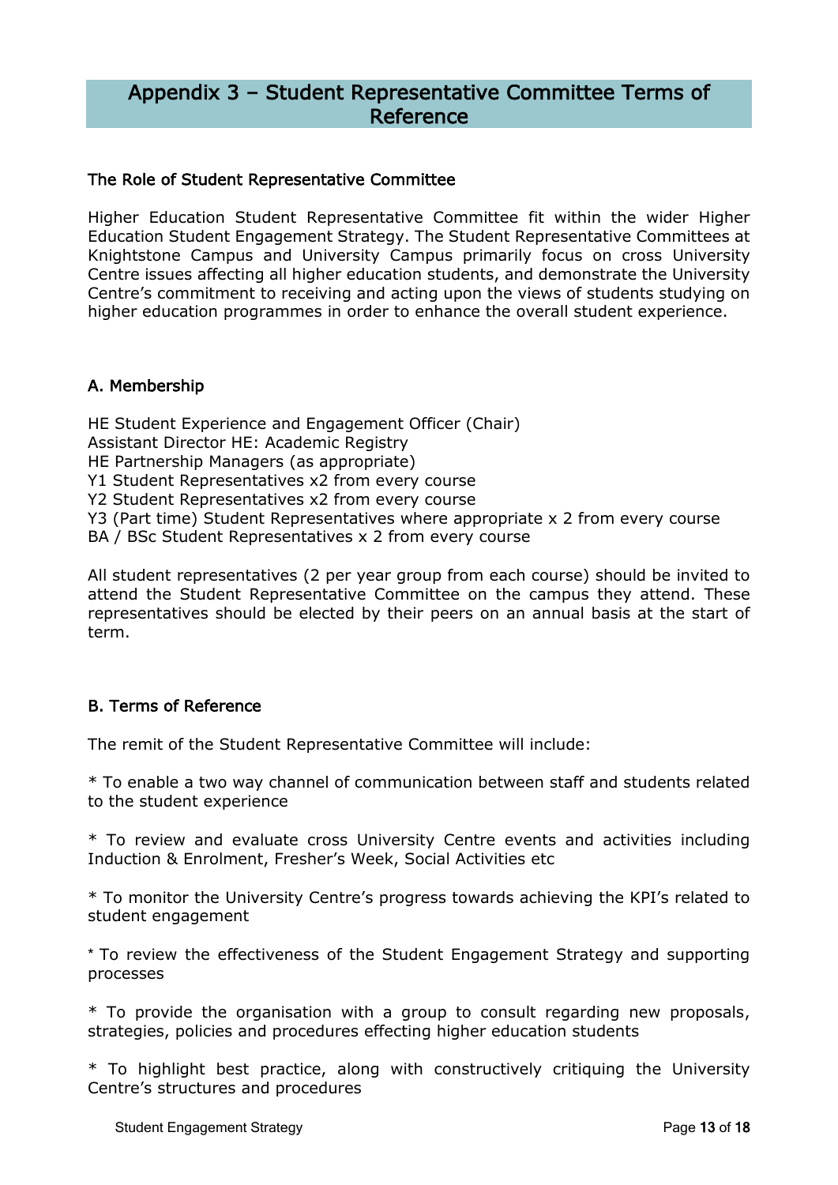# Appendix 3 – Student Representative Committee Terms of Reference

### The Role of Student Representative Committee

Higher Education Student Representative Committee fit within the wider Higher Education Student Engagement Strategy. The Student Representative Committees at Knightstone Campus and University Campus primarily focus on cross University Centre issues affecting all higher education students, and demonstrate the University Centre's commitment to receiving and acting upon the views of students studying on higher education programmes in order to enhance the overall student experience.

### A. Membership

HE Student Experience and Engagement Officer (Chair)
Assistant Director HE: Academic Registry
HE Partnership Managers (as appropriate)
Y1 Student Representatives x2 from every course
Y2 Student Representatives x2 from every course
Y3 (Part time) Student Representatives where appropriate x 2 from every course
BA / BSc Student Representatives x 2 from every course

All student representatives (2 per year group from each course) should be invited to attend the Student Representative Committee on the campus they attend. These representatives should be elected by their peers on an annual basis at the start of term.

### B. Terms of Reference

The remit of the Student Representative Committee will include:

* To enable a two way channel of communication between staff and students related to the student experience

* To review and evaluate cross University Centre events and activities including Induction & Enrolment, Fresher's Week, Social Activities etc

* To monitor the University Centre's progress towards achieving the KPI's related to student engagement

* To review the effectiveness of the Student Engagement Strategy and supporting processes

* To provide the organisation with a group to consult regarding new proposals, strategies, policies and procedures effecting higher education students

* To highlight best practice, along with constructively critiquing the University Centre's structures and procedures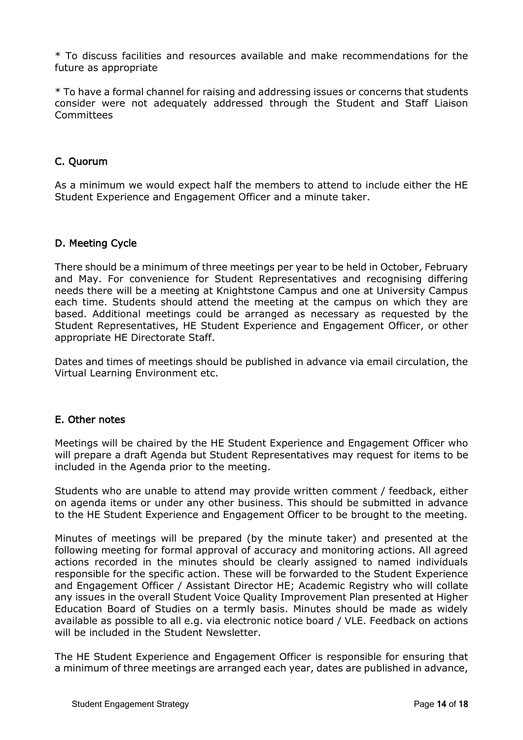* To discuss facilities and resources available and make recommendations for the future as appropriate

* To have a formal channel for raising and addressing issues or concerns that students consider were not adequately addressed through the Student and Staff Liaison Committees

### C. Quorum

As a minimum we would expect half the members to attend to include either the HE Student Experience and Engagement Officer and a minute taker.

### D. Meeting Cycle

There should be a minimum of three meetings per year to be held in October, February and May. For convenience for Student Representatives and recognising differing needs there will be a meeting at Knightstone Campus and one at University Campus each time. Students should attend the meeting at the campus on which they are based. Additional meetings could be arranged as necessary as requested by the Student Representatives, HE Student Experience and Engagement Officer, or other appropriate HE Directorate Staff.

Dates and times of meetings should be published in advance via email circulation, the Virtual Learning Environment etc.

### E. Other notes

Meetings will be chaired by the HE Student Experience and Engagement Officer who will prepare a draft Agenda but Student Representatives may request for items to be included in the Agenda prior to the meeting.

Students who are unable to attend may provide written comment / feedback, either on agenda items or under any other business. This should be submitted in advance to the HE Student Experience and Engagement Officer to be brought to the meeting.

Minutes of meetings will be prepared (by the minute taker) and presented at the following meeting for formal approval of accuracy and monitoring actions. All agreed actions recorded in the minutes should be clearly assigned to named individuals responsible for the specific action. These will be forwarded to the Student Experience and Engagement Officer / Assistant Director HE; Academic Registry who will collate any issues in the overall Student Voice Quality Improvement Plan presented at Higher Education Board of Studies on a termly basis. Minutes should be made as widely available as possible to all e.g. via electronic notice board / VLE. Feedback on actions will be included in the Student Newsletter.

The HE Student Experience and Engagement Officer is responsible for ensuring that a minimum of three meetings are arranged each year, dates are published in advance,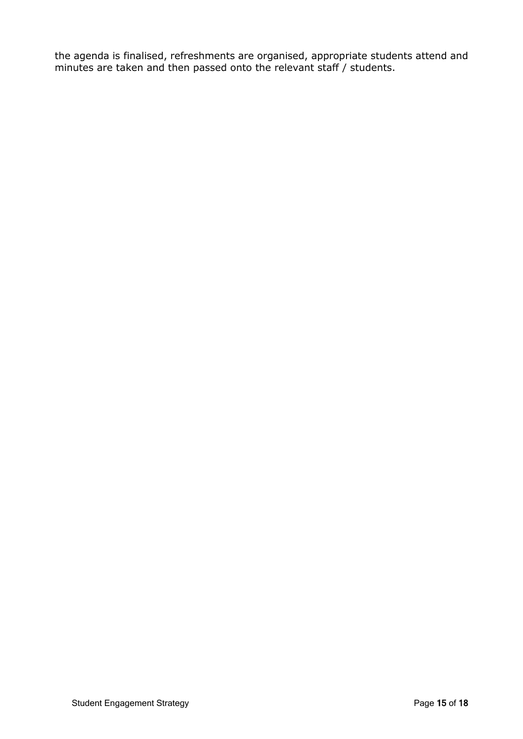the agenda is finalised, refreshments are organised, appropriate students attend and minutes are taken and then passed onto the relevant staff / students.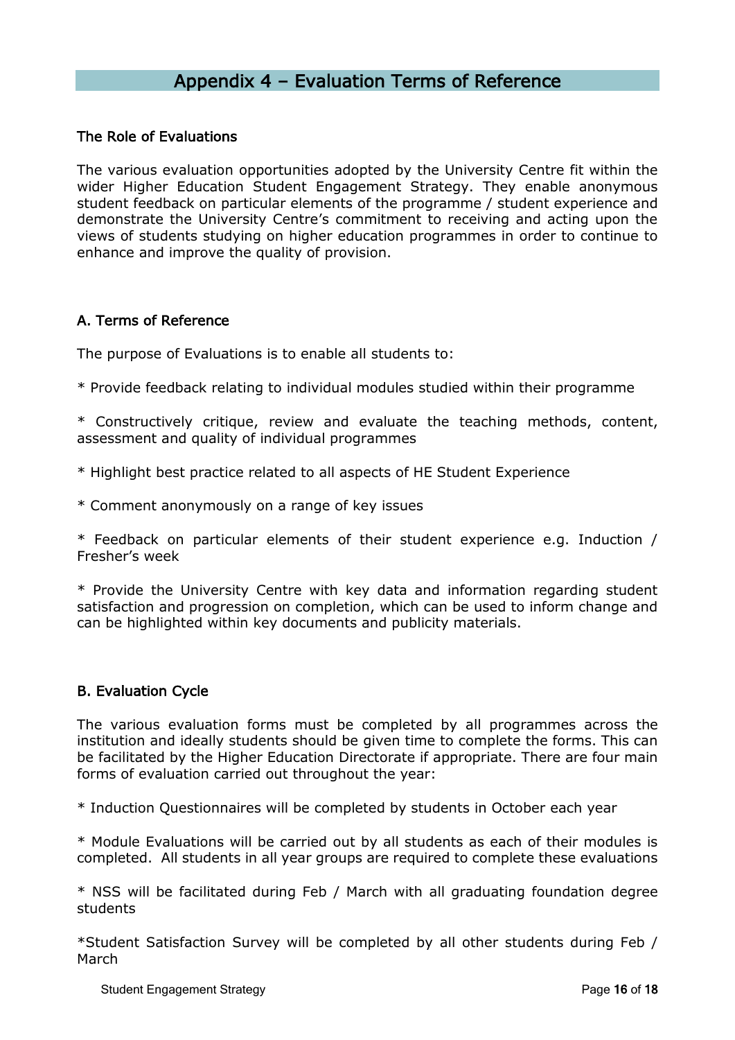# Appendix 4 – Evaluation Terms of Reference

### The Role of Evaluations

The various evaluation opportunities adopted by the University Centre fit within the wider Higher Education Student Engagement Strategy. They enable anonymous student feedback on particular elements of the programme / student experience and demonstrate the University Centre's commitment to receiving and acting upon the views of students studying on higher education programmes in order to continue to enhance and improve the quality of provision.

### A. Terms of Reference

The purpose of Evaluations is to enable all students to:

* Provide feedback relating to individual modules studied within their programme

* Constructively critique, review and evaluate the teaching methods, content, assessment and quality of individual programmes

* Highlight best practice related to all aspects of HE Student Experience

* Comment anonymously on a range of key issues

* Feedback on particular elements of their student experience e.g. Induction / Fresher's week

* Provide the University Centre with key data and information regarding student satisfaction and progression on completion, which can be used to inform change and can be highlighted within key documents and publicity materials.

### B. Evaluation Cycle

The various evaluation forms must be completed by all programmes across the institution and ideally students should be given time to complete the forms. This can be facilitated by the Higher Education Directorate if appropriate. There are four main forms of evaluation carried out throughout the year:

* Induction Questionnaires will be completed by students in October each year

* Module Evaluations will be carried out by all students as each of their modules is completed. All students in all year groups are required to complete these evaluations

* NSS will be facilitated during Feb / March with all graduating foundation degree students

*Student Satisfaction Survey will be completed by all other students during Feb / March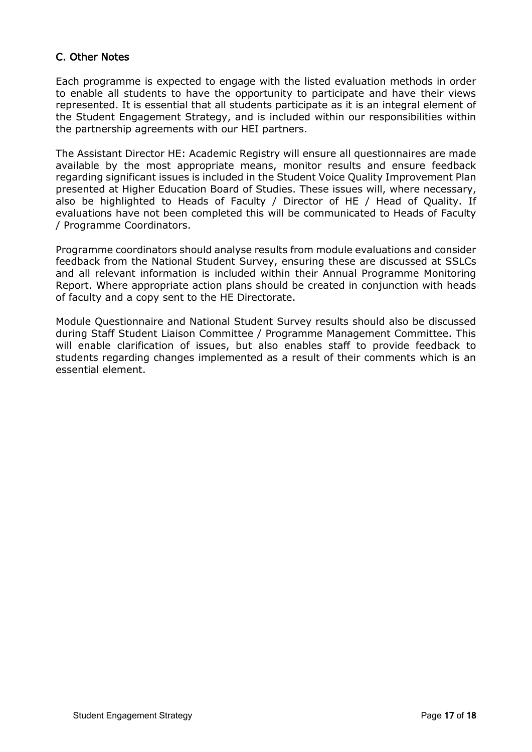## C. Other Notes

Each programme is expected to engage with the listed evaluation methods in order to enable all students to have the opportunity to participate and have their views represented. It is essential that all students participate as it is an integral element of the Student Engagement Strategy, and is included within our responsibilities within the partnership agreements with our HEI partners.

The Assistant Director HE: Academic Registry will ensure all questionnaires are made available by the most appropriate means, monitor results and ensure feedback regarding significant issues is included in the Student Voice Quality Improvement Plan presented at Higher Education Board of Studies. These issues will, where necessary, also be highlighted to Heads of Faculty / Director of HE / Head of Quality. If evaluations have not been completed this will be communicated to Heads of Faculty / Programme Coordinators.

Programme coordinators should analyse results from module evaluations and consider feedback from the National Student Survey, ensuring these are discussed at SSLCs and all relevant information is included within their Annual Programme Monitoring Report. Where appropriate action plans should be created in conjunction with heads of faculty and a copy sent to the HE Directorate.

Module Questionnaire and National Student Survey results should also be discussed during Staff Student Liaison Committee / Programme Management Committee. This will enable clarification of issues, but also enables staff to provide feedback to students regarding changes implemented as a result of their comments which is an essential element.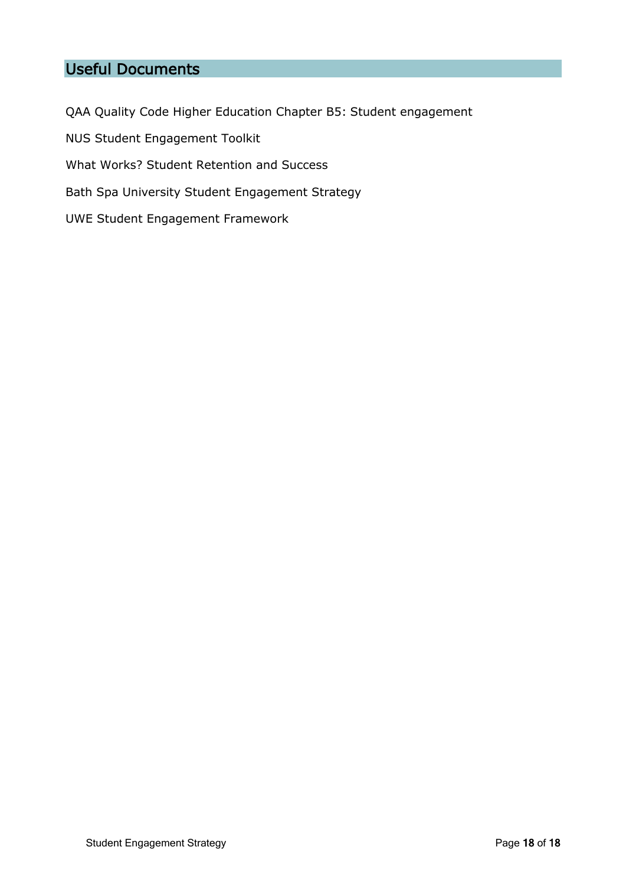## Useful Documents

QAA Quality Code Higher Education Chapter B5: Student engagement

NUS Student Engagement Toolkit

What Works? Student Retention and Success

Bath Spa University Student Engagement Strategy

UWE Student Engagement Framework